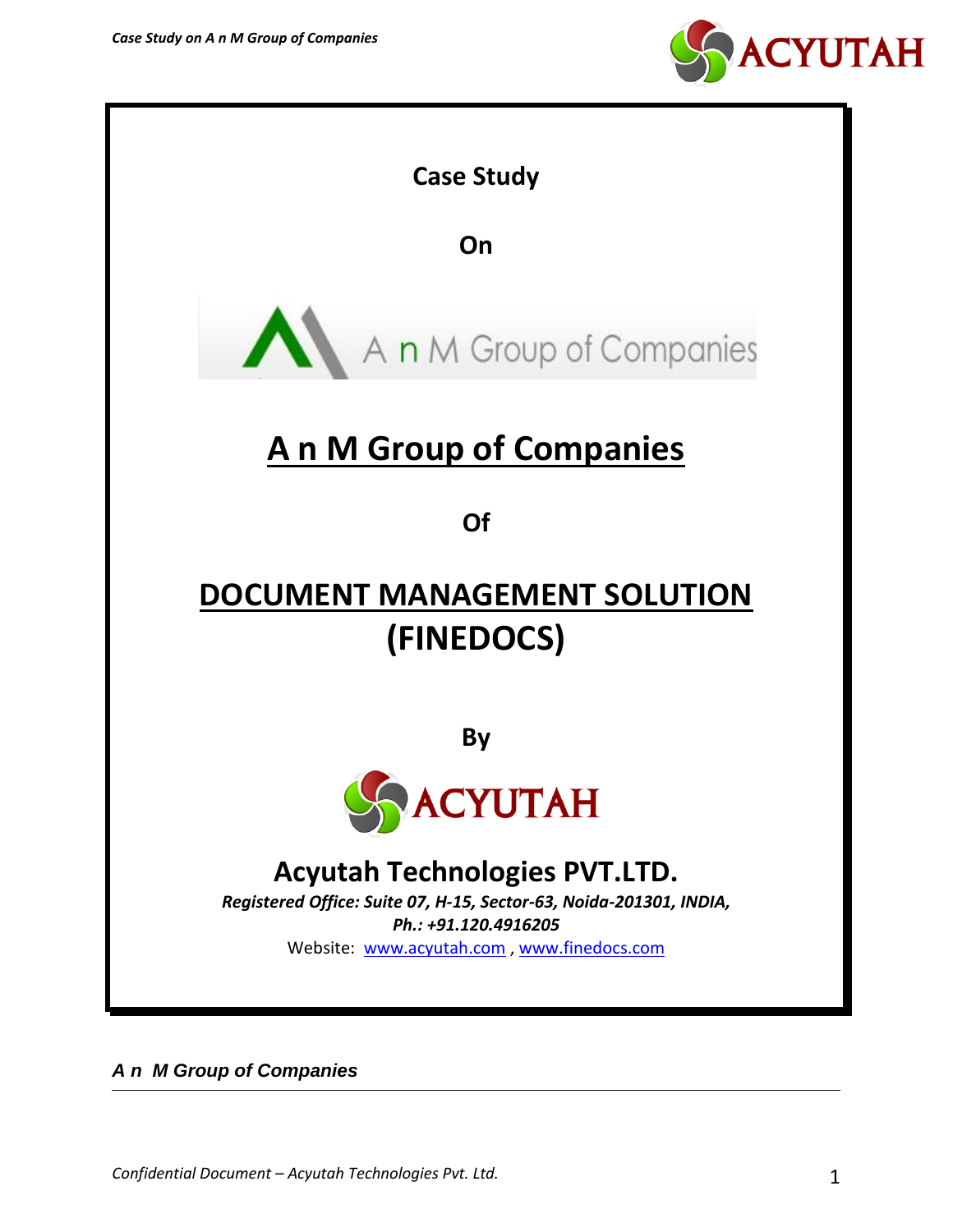**Case Study**

**On**

A n M Group of Companies

# A n M Group of Companies

**Of**

# DOCUMENT MANAGEMENT SOLUTION (FINEDOCS)

**By**

ACYUTAH

## Acyutah Technologies PVT.LTD.

***Registered Office: Suite 07, H-15, Sector-63, Noida-201301, INDIA,***
***Ph.: +91.120.4916205***

Website: www.acyutah.com , www.finedocs.com

***A n M Group of Companies***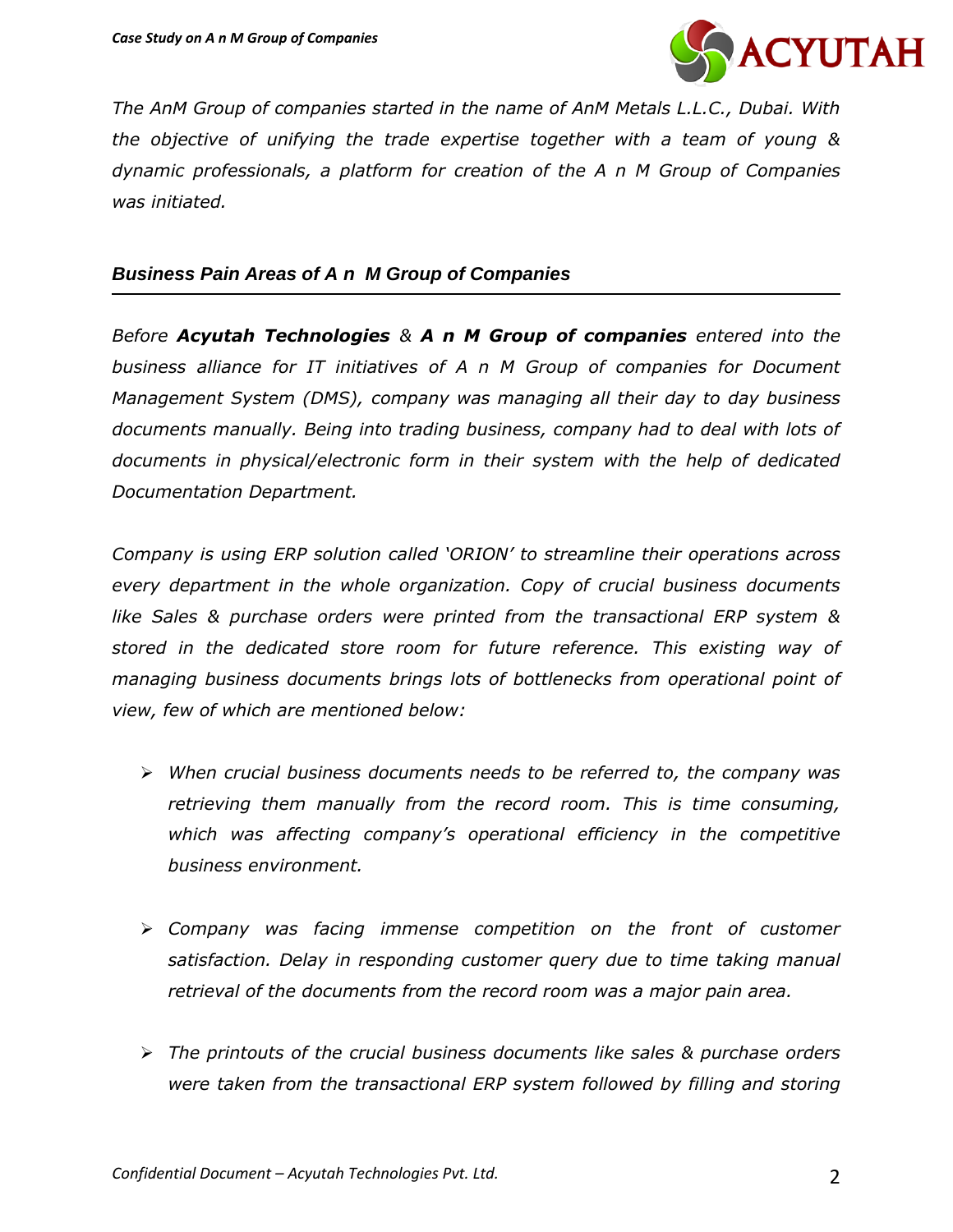*The AnM Group of companies started in the name of AnM Metals L.L.C., Dubai. With the objective of unifying the trade expertise together with a team of young & dynamic professionals, a platform for creation of the A n M Group of Companies was initiated.*

## *Business Pain Areas of A n M Group of Companies*

*Before **Acyutah Technologies** & **A n M Group of companies** entered into the business alliance for IT initiatives of A n M Group of companies for Document Management System (DMS), company was managing all their day to day business documents manually. Being into trading business, company had to deal with lots of documents in physical/electronic form in their system with the help of dedicated Documentation Department.*

*Company is using ERP solution called 'ORION' to streamline their operations across every department in the whole organization. Copy of crucial business documents like Sales & purchase orders were printed from the transactional ERP system & stored in the dedicated store room for future reference. This existing way of managing business documents brings lots of bottlenecks from operational point of view, few of which are mentioned below:*

- *When crucial business documents needs to be referred to, the company was retrieving them manually from the record room. This is time consuming, which was affecting company's operational efficiency in the competitive business environment.*
- *Company was facing immense competition on the front of customer satisfaction. Delay in responding customer query due to time taking manual retrieval of the documents from the record room was a major pain area.*
- *The printouts of the crucial business documents like sales & purchase orders were taken from the transactional ERP system followed by filling and storing*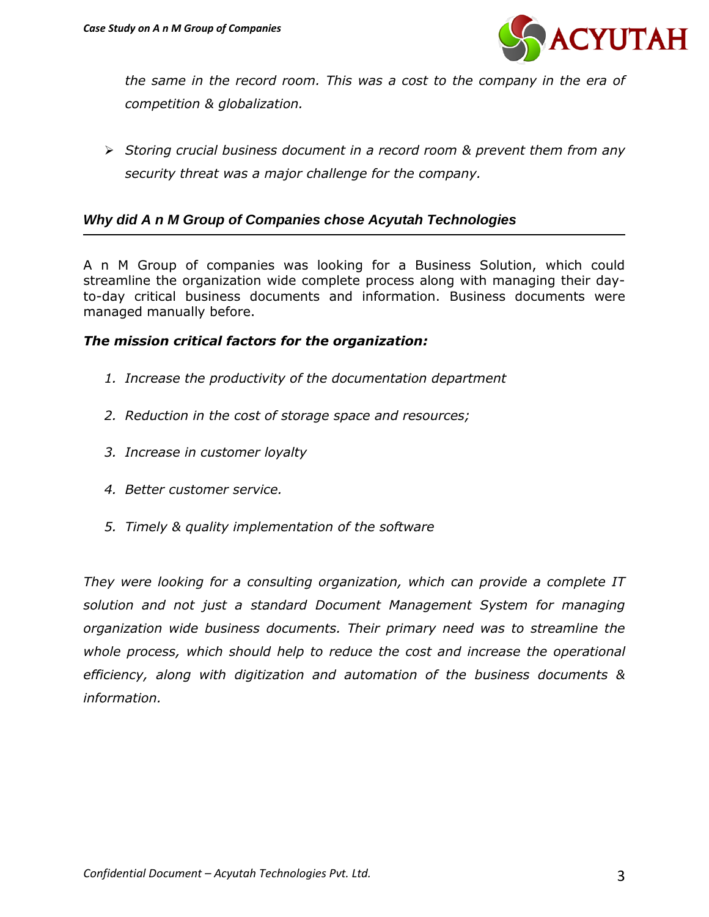*the same in the record room. This was a cost to the company in the era of competition & globalization.*

- *Storing crucial business document in a record room & prevent them from any security threat was a major challenge for the company.*

## *Why did A n M Group of Companies chose Acyutah Technologies*

A n M Group of companies was looking for a Business Solution, which could streamline the organization wide complete process along with managing their day-to-day critical business documents and information. Business documents were managed manually before.

### *The mission critical factors for the organization:*

1. *Increase the productivity of the documentation department*
2. *Reduction in the cost of storage space and resources;*
3. *Increase in customer loyalty*
4. *Better customer service.*
5. *Timely & quality implementation of the software*

*They were looking for a consulting organization, which can provide a complete IT solution and not just a standard Document Management System for managing organization wide business documents. Their primary need was to streamline the whole process, which should help to reduce the cost and increase the operational efficiency, along with digitization and automation of the business documents & information.*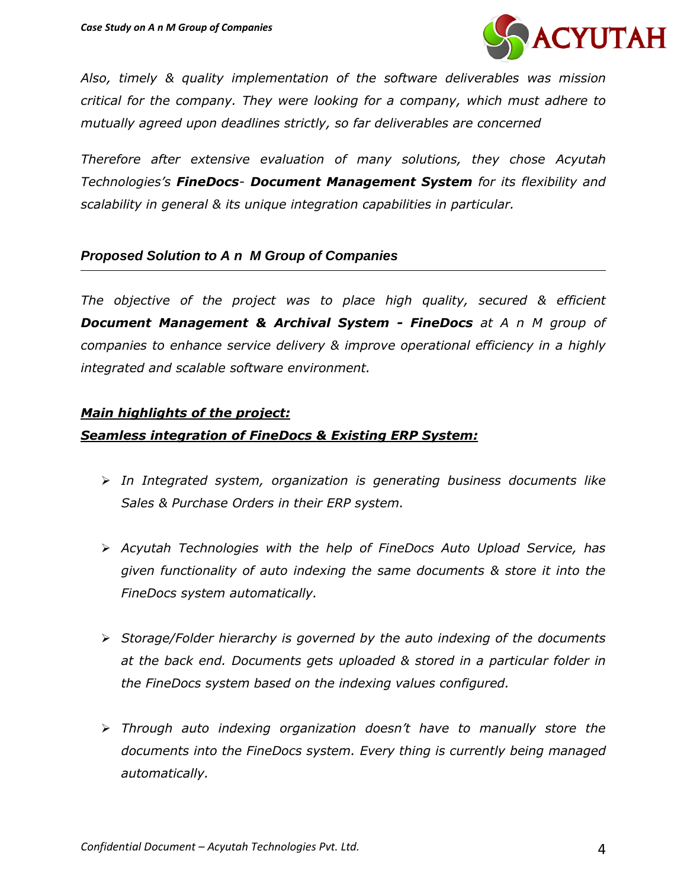*Also, timely & quality implementation of the software deliverables was mission critical for the company. They were looking for a company, which must adhere to mutually agreed upon deadlines strictly, so far deliverables are concerned*

*Therefore after extensive evaluation of many solutions, they chose Acyutah Technologies's* ***FineDocs****-* ***Document Management System*** *for its flexibility and scalability in general & its unique integration capabilities in particular.*

## *Proposed Solution to A n M Group of Companies*

*The objective of the project was to place high quality, secured & efficient* ***Document Management & Archival System - FineDocs*** *at A n M group of companies to enhance service delivery & improve operational efficiency in a highly integrated and scalable software environment.*

***Main highlights of the project:***

***Seamless integration of FineDocs & Existing ERP System:***

- *In Integrated system, organization is generating business documents like Sales & Purchase Orders in their ERP system.*
- *Acyutah Technologies with the help of FineDocs Auto Upload Service, has given functionality of auto indexing the same documents & store it into the FineDocs system automatically.*
- *Storage/Folder hierarchy is governed by the auto indexing of the documents at the back end. Documents gets uploaded & stored in a particular folder in the FineDocs system based on the indexing values configured.*
- *Through auto indexing organization doesn't have to manually store the documents into the FineDocs system. Every thing is currently being managed automatically.*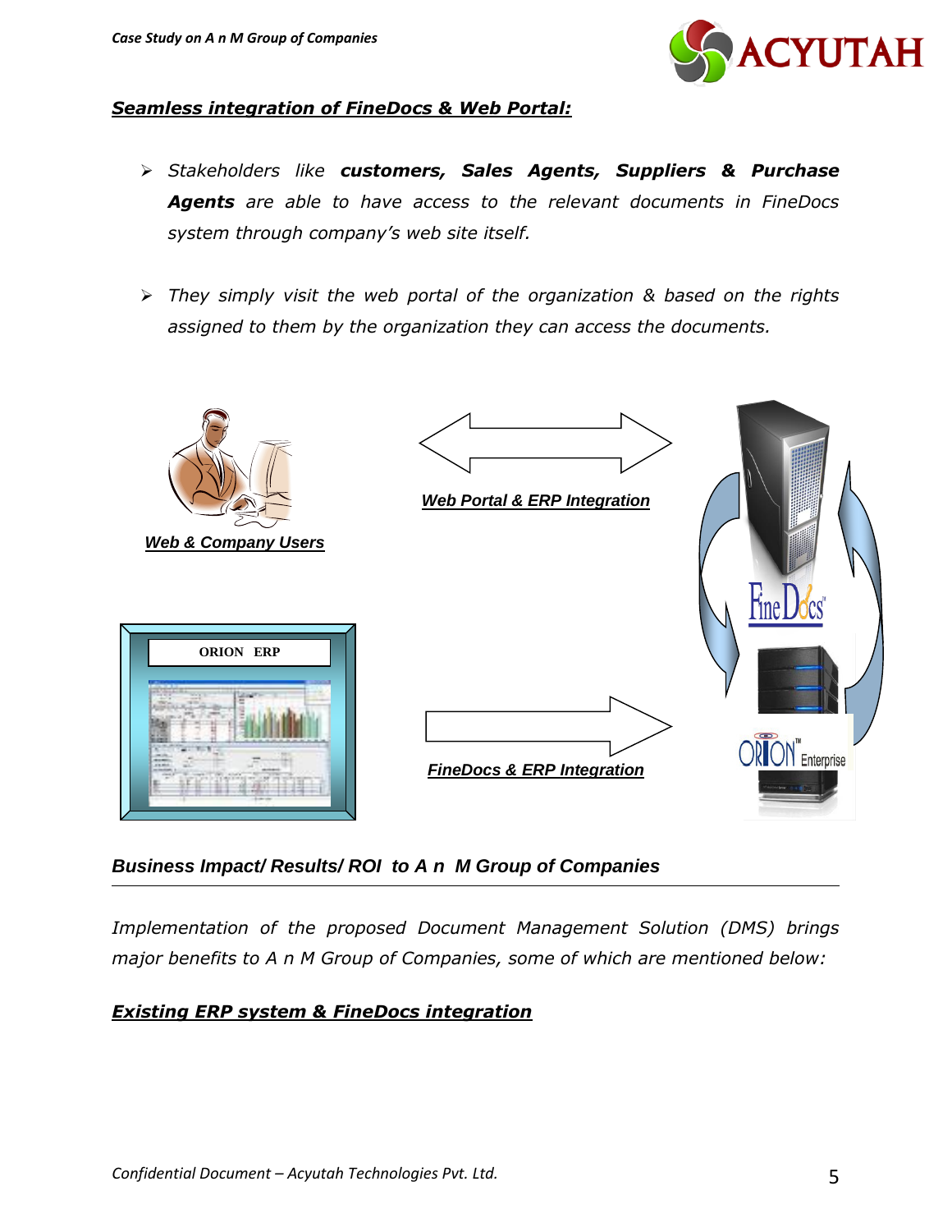## *Seamless integration of FineDocs & Web Portal:*

- *Stakeholders like **customers, Sales Agents, Suppliers & Purchase Agents** are able to have access to the relevant documents in FineDocs system through company's web site itself.*
- *They simply visit the web portal of the organization & based on the rights assigned to them by the organization they can access the documents.*

***Web & Company Users***

***Web Portal & ERP Integration***

ORION ERP

***FineDocs & ERP Integration***

### *Business Impact/ Results/ ROI to A n M Group of Companies*

*Implementation of the proposed Document Management Solution (DMS) brings major benefits to A n M Group of Companies, some of which are mentioned below:*

## *Existing ERP system & FineDocs integration*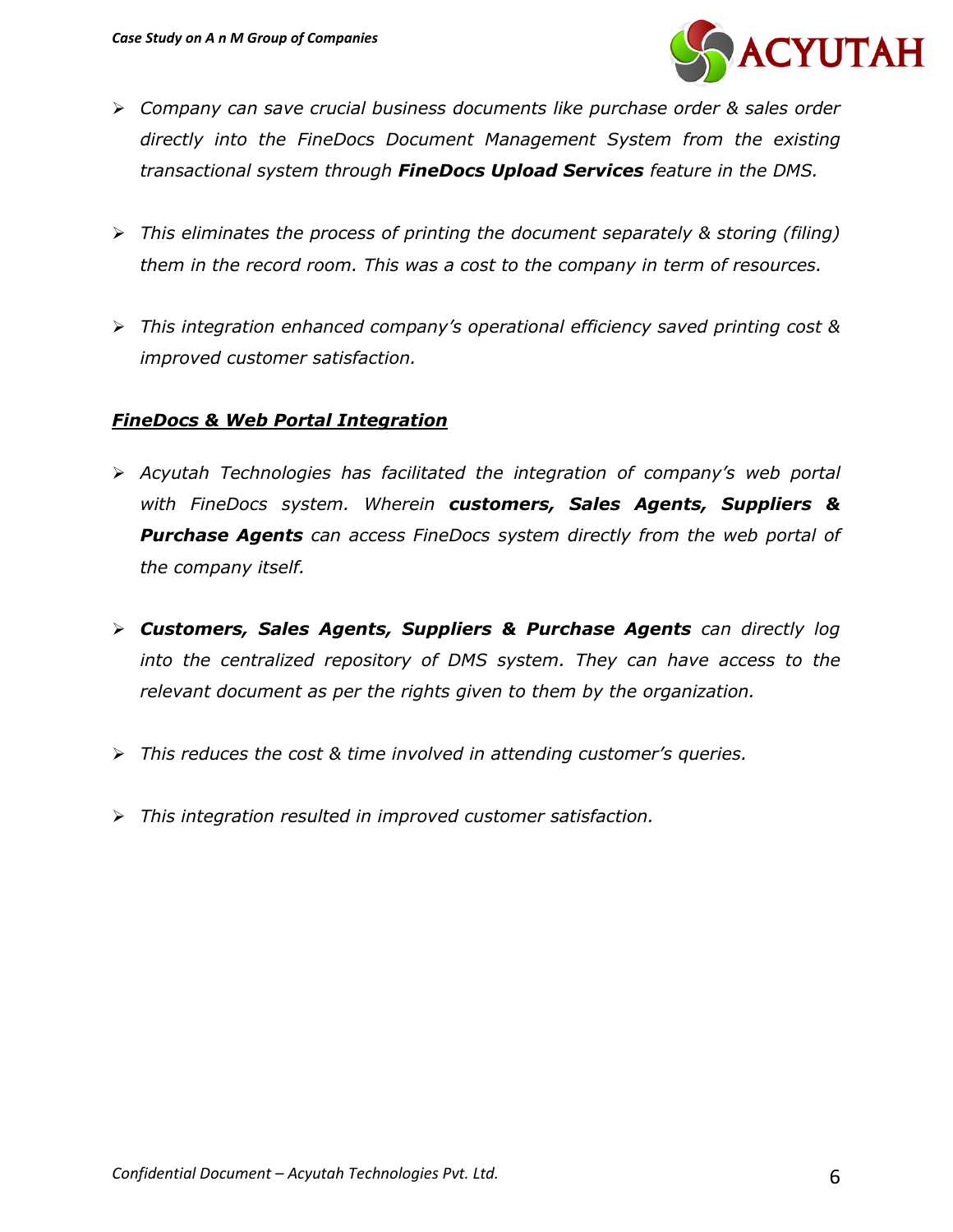- *Company can save crucial business documents like purchase order & sales order directly into the FineDocs Document Management System from the existing transactional system through **FineDocs Upload Services** feature in the DMS.*

- *This eliminates the process of printing the document separately & storing (filing) them in the record room. This was a cost to the company in term of resources.*

- *This integration enhanced company's operational efficiency saved printing cost & improved customer satisfaction.*

## ***FineDocs & Web Portal Integration***

- *Acyutah Technologies has facilitated the integration of company's web portal with FineDocs system. Wherein **customers, Sales Agents, Suppliers & Purchase Agents** can access FineDocs system directly from the web portal of the company itself.*

- ***Customers, Sales Agents, Suppliers & Purchase Agents** can directly log into the centralized repository of DMS system. They can have access to the relevant document as per the rights given to them by the organization.*

- *This reduces the cost & time involved in attending customer's queries.*

- *This integration resulted in improved customer satisfaction.*